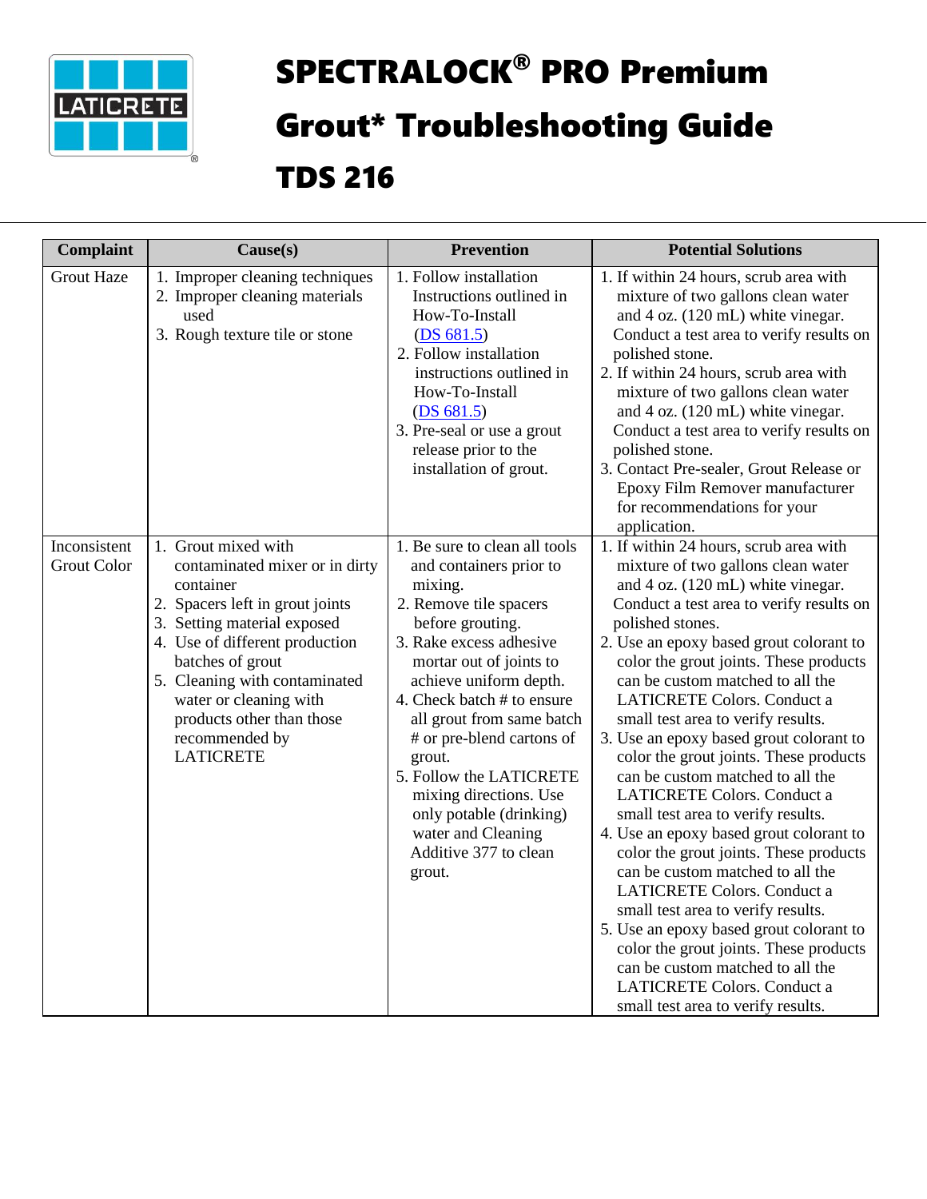# SPECTRALOCK® PRO Premium Grout* Troubleshooting Guide

# TDS 216

| Complaint | Cause(s) | Prevention | Potential Solutions |
|---|---|---|---|
| Grout Haze | 1. Improper cleaning techniques<br>2. Improper cleaning materials used<br>3. Rough texture tile or stone | 1. Follow installation Instructions outlined in How-To-Install (DS 681.5)<br>2. Follow installation instructions outlined in How-To-Install (DS 681.5)<br>3. Pre-seal or use a grout release prior to the installation of grout. | 1. If within 24 hours, scrub area with mixture of two gallons clean water and 4 oz. (120 mL) white vinegar. Conduct a test area to verify results on polished stone.<br>2. If within 24 hours, scrub area with mixture of two gallons clean water and 4 oz. (120 mL) white vinegar. Conduct a test area to verify results on polished stone.<br>3. Contact Pre-sealer, Grout Release or Epoxy Film Remover manufacturer for recommendations for your application. |
| Inconsistent Grout Color | 1. Grout mixed with contaminated mixer or in dirty container<br>2. Spacers left in grout joints<br>3. Setting material exposed<br>4. Use of different production batches of grout<br>5. Cleaning with contaminated water or cleaning with products other than those recommended by LATICRETE | 1. Be sure to clean all tools and containers prior to mixing.<br>2. Remove tile spacers before grouting.<br>3. Rake excess adhesive mortar out of joints to achieve uniform depth.<br>4. Check batch # to ensure all grout from same batch # or pre-blend cartons of grout.<br>5. Follow the LATICRETE mixing directions. Use only potable (drinking) water and Cleaning Additive 377 to clean grout. | 1. If within 24 hours, scrub area with mixture of two gallons clean water and 4 oz. (120 mL) white vinegar. Conduct a test area to verify results on polished stones.<br>2. Use an epoxy based grout colorant to color the grout joints. These products can be custom matched to all the LATICRETE Colors. Conduct a small test area to verify results.<br>3. Use an epoxy based grout colorant to color the grout joints. These products can be custom matched to all the LATICRETE Colors. Conduct a small test area to verify results.<br>4. Use an epoxy based grout colorant to color the grout joints. These products can be custom matched to all the LATICRETE Colors. Conduct a small test area to verify results.<br>5. Use an epoxy based grout colorant to color the grout joints. These products can be custom matched to all the LATICRETE Colors. Conduct a small test area to verify results. |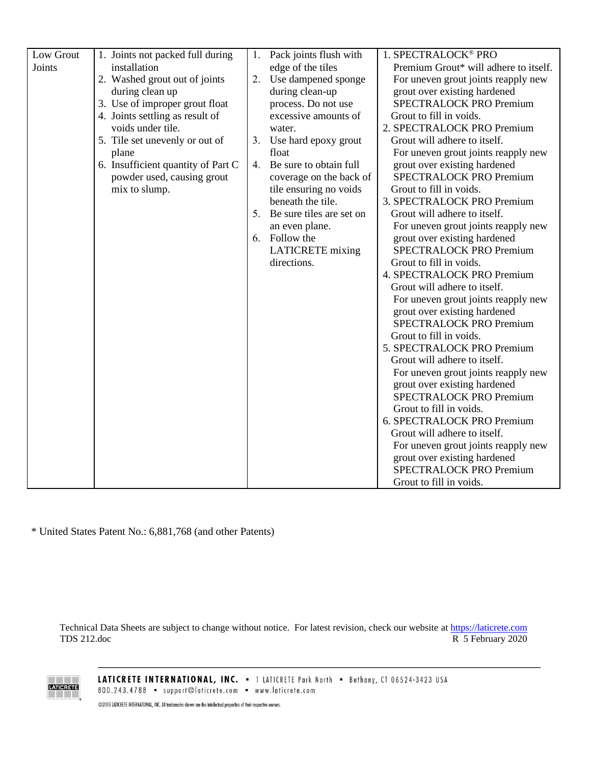| | | | |
|---|---|---|---|
| Low Grout Joints | 1. Joints not packed full during installation<br>2. Washed grout out of joints during clean up<br>3. Use of improper grout float<br>4. Joints settling as result of voids under tile.<br>5. Tile set unevenly or out of plane<br>6. Insufficient quantity of Part C powder used, causing grout mix to slump. | 1. Pack joints flush with edge of the tiles<br>2. Use dampened sponge during clean-up process. Do not use excessive amounts of water.<br>3. Use hard epoxy grout float<br>4. Be sure to obtain full coverage on the back of tile ensuring no voids beneath the tile.<br>5. Be sure tiles are set on an even plane.<br>6. Follow the LATICRETE mixing directions. | 1. SPECTRALOCK® PRO Premium Grout* will adhere to itself. For uneven grout joints reapply new grout over existing hardened SPECTRALOCK PRO Premium Grout to fill in voids.<br>2. SPECTRALOCK PRO Premium Grout will adhere to itself. For uneven grout joints reapply new grout over existing hardened SPECTRALOCK PRO Premium Grout to fill in voids.<br>3. SPECTRALOCK PRO Premium Grout will adhere to itself. For uneven grout joints reapply new grout over existing hardened SPECTRALOCK PRO Premium Grout to fill in voids.<br>4. SPECTRALOCK PRO Premium Grout will adhere to itself. For uneven grout joints reapply new grout over existing hardened SPECTRALOCK PRO Premium Grout to fill in voids.<br>5. SPECTRALOCK PRO Premium Grout will adhere to itself. For uneven grout joints reapply new grout over existing hardened SPECTRALOCK PRO Premium Grout to fill in voids.<br>6. SPECTRALOCK PRO Premium Grout will adhere to itself. For uneven grout joints reapply new grout over existing hardened SPECTRALOCK PRO Premium Grout to fill in voids. |

* United States Patent No.: 6,881,768 (and other Patents)

Technical Data Sheets are subject to change without notice. For latest revision, check our website at https://laticrete.com
TDS 212.doc R 5 February 2020

**LATICRETE INTERNATIONAL, INC.** ▪ 1 LATICRETE Park North ▪ Bethany, CT 06524-3423 USA
800.243.4788 ▪ support@laticrete.com ▪ www.laticrete.com

©2013 LATICRETE INTERNATIONAL, INC. All trademarks shown are the intellectual properties of their respective owners.